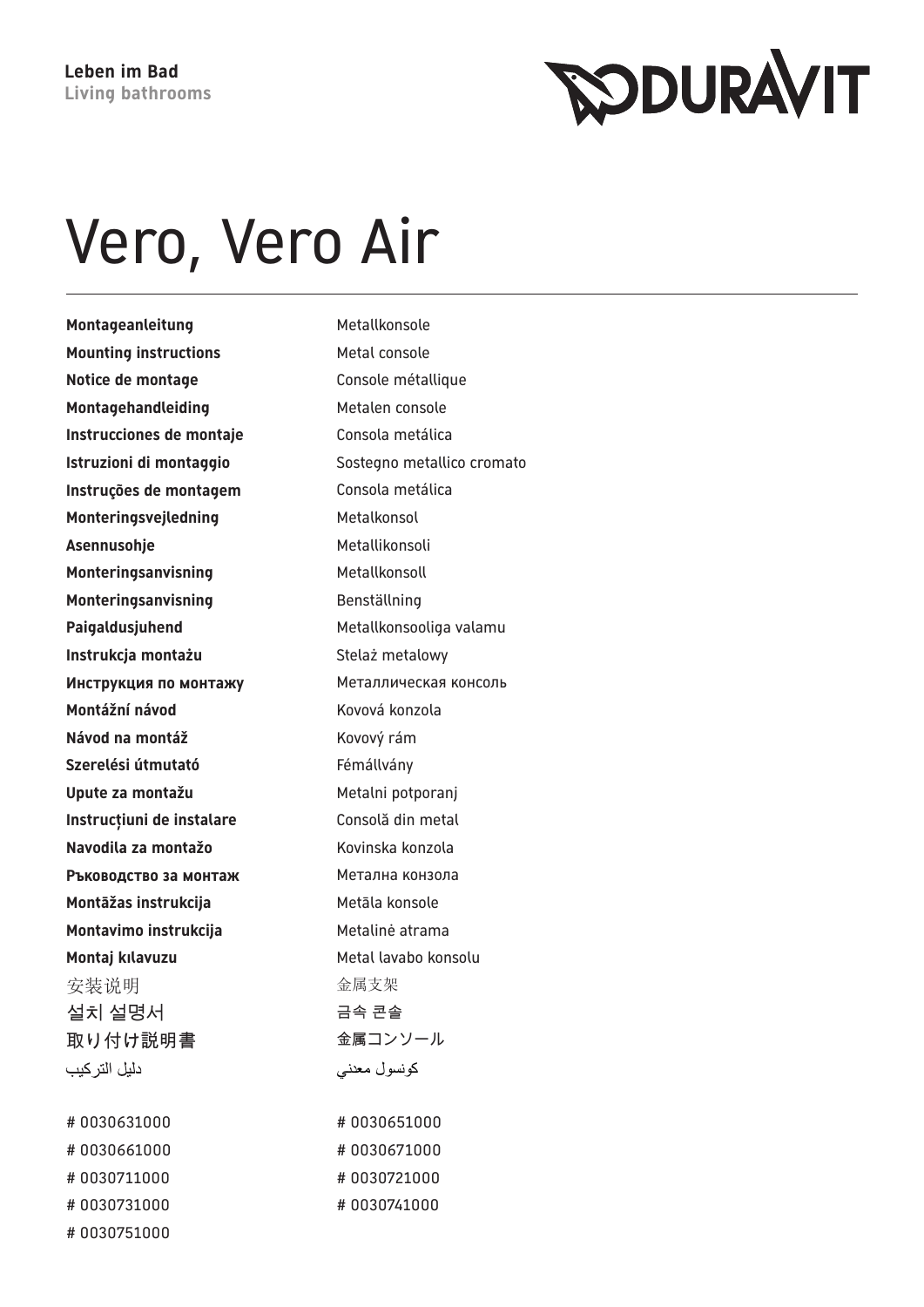**Leben im Bad**
**Living bathrooms**

DURAVIT

# Vero, Vero Air

---

**Montageanleitung** Metallkonsole
**Mounting instructions** Metal console
**Notice de montage** Console métallique
**Montagehandleiding** Metalen console
**Instrucciones de montaje** Consola metálica
**Istruzioni di montaggio** Sostegno metallico cromato
**Instruções de montagem** Consola metálica
**Monteringsvejledning** Metalkonsol
**Asennusohje** Metallikonsoli
**Monteringsanvisning** Metallkonsoll
**Monteringsanvisning** Beställning
**Paigaldusjuhend** Metallkonsooliga valamu
**Instrukcja montażu** Stelaż metalowy
**Инструкция по монтажу** Металлическая консоль
**Montážní návod** Kovová konzola
**Návod na montáž** Kovový rám
**Szerelési útmutató** Fémállvány
**Upute za montažu** Metalni potporanj
**Instrucțiuni de instalare** Consolă din metal
**Navodila za montažo** Kovinska konzola
**Ръководство за монтаж** Метална конзола
**Montāžas instrukcija** Metāla konsole
**Montavimo instrukcija** Metalinė atrama
**Montaj kılavuzu** Metal lavabo konsolu
安装说明 金属支架
설치 설명서 금속 콘솔
取り付け説明書 金属コンソール
دليل التركيب كونسول معدني

# 0030631000
# 0030651000
# 0030661000
# 0030671000
# 0030711000
# 0030721000
# 0030731000
# 0030741000
# 0030751000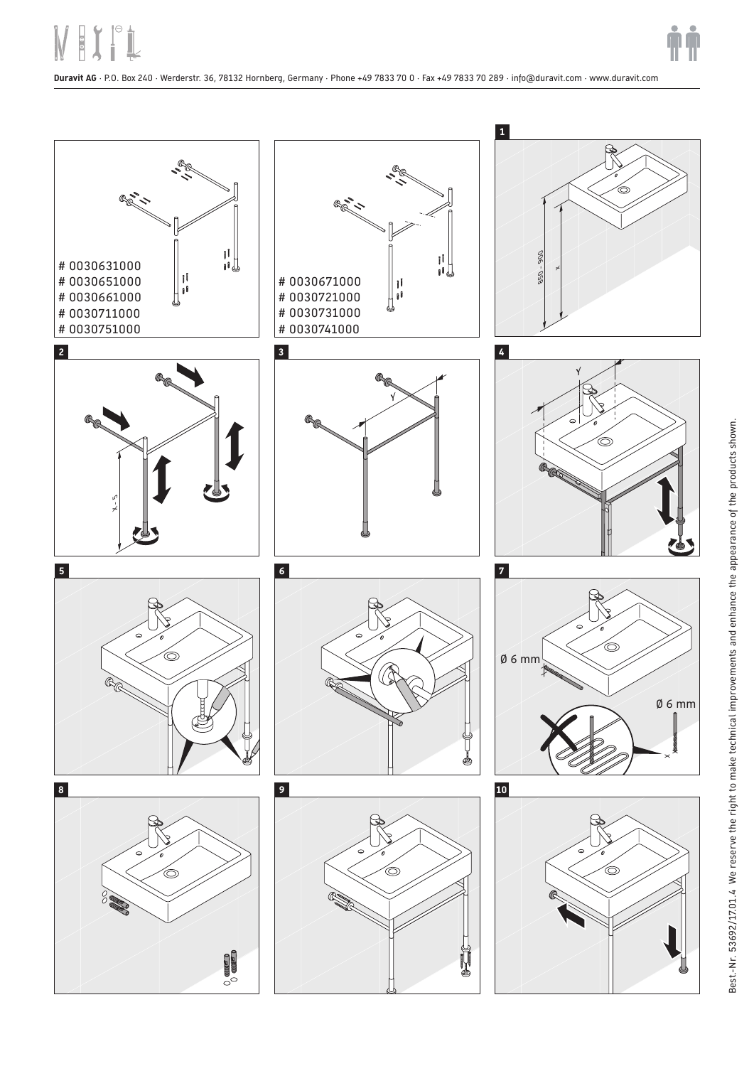**Duravit AG** · P.O. Box 240 · Werderstr. 36, 78132 Hornberg, Germany · Phone +49 7833 70 0 · Fax +49 7833 70 289 · info@duravit.com · www.duravit.com

# 0030631000
# 0030651000
# 0030661000
# 0030711000
# 0030751000

# 0030671000
# 0030721000
# 0030731000
# 0030741000

1

850 - 900

x

2

X - 5

3

Y

4

Y

5

6

7

Ø 6 mm

Ø 6 mm

8

9

10

Best.-Nr. 53692/17.01.4 We reserve the right to make technical improvements and enhance the appearance of the products shown.